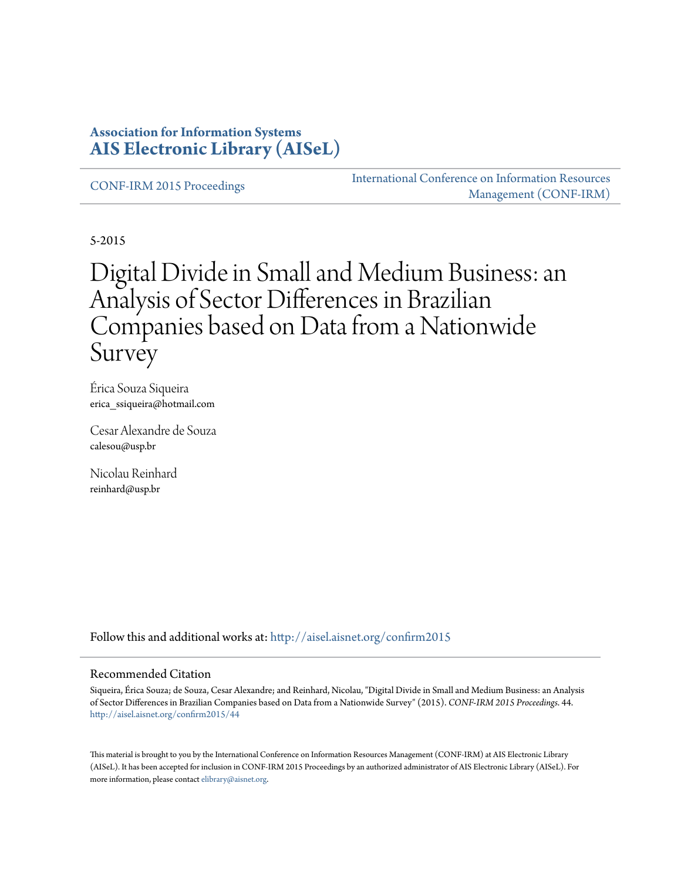**Association for Information Systems**
**AIS Electronic Library (AISeL)**

CONF-IRM 2015 Proceedings

International Conference on Information Resources Management (CONF-IRM)

5-2015

# Digital Divide in Small and Medium Business: an Analysis of Sector Differences in Brazilian Companies based on Data from a Nationwide Survey

Érica Souza Siqueira
erica_ssiqueira@hotmail.com

Cesar Alexandre de Souza
calesou@usp.br

Nicolau Reinhard
reinhard@usp.br

Follow this and additional works at: http://aisel.aisnet.org/confirm2015

## Recommended Citation

Siqueira, Érica Souza; de Souza, Cesar Alexandre; and Reinhard, Nicolau, "Digital Divide in Small and Medium Business: an Analysis of Sector Differences in Brazilian Companies based on Data from a Nationwide Survey" (2015). *CONF-IRM 2015 Proceedings*. 44.
http://aisel.aisnet.org/confirm2015/44

This material is brought to you by the International Conference on Information Resources Management (CONF-IRM) at AIS Electronic Library (AISeL). It has been accepted for inclusion in CONF-IRM 2015 Proceedings by an authorized administrator of AIS Electronic Library (AISeL). For more information, please contact elibrary@aisnet.org.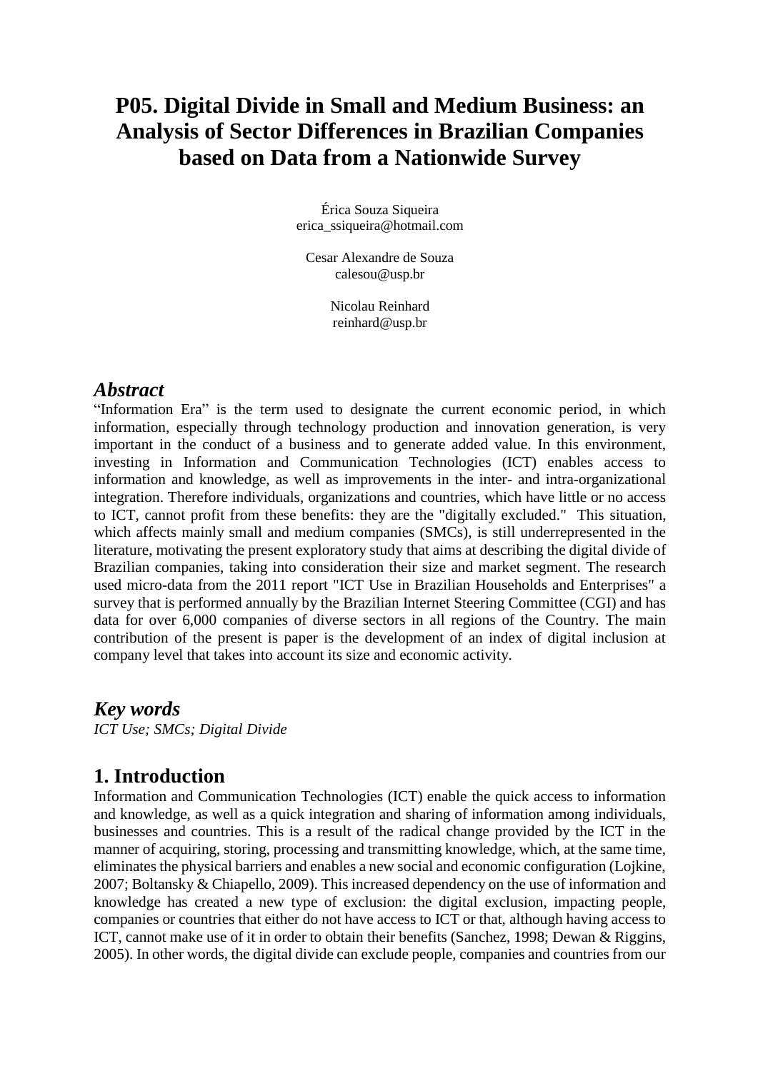# P05. Digital Divide in Small and Medium Business: an Analysis of Sector Differences in Brazilian Companies based on Data from a Nationwide Survey

Érica Souza Siqueira
erica_ssiqueira@hotmail.com

Cesar Alexandre de Souza
calesou@usp.br

Nicolau Reinhard
reinhard@usp.br

## *Abstract*

"Information Era" is the term used to designate the current economic period, in which information, especially through technology production and innovation generation, is very important in the conduct of a business and to generate added value. In this environment, investing in Information and Communication Technologies (ICT) enables access to information and knowledge, as well as improvements in the inter- and intra-organizational integration. Therefore individuals, organizations and countries, which have little or no access to ICT, cannot profit from these benefits: they are the "digitally excluded." This situation, which affects mainly small and medium companies (SMCs), is still underrepresented in the literature, motivating the present exploratory study that aims at describing the digital divide of Brazilian companies, taking into consideration their size and market segment. The research used micro-data from the 2011 report "ICT Use in Brazilian Households and Enterprises" a survey that is performed annually by the Brazilian Internet Steering Committee (CGI) and has data for over 6,000 companies of diverse sectors in all regions of the Country. The main contribution of the present is paper is the development of an index of digital inclusion at company level that takes into account its size and economic activity.

## *Key words*

*ICT Use; SMCs; Digital Divide*

## 1. Introduction

Information and Communication Technologies (ICT) enable the quick access to information and knowledge, as well as a quick integration and sharing of information among individuals, businesses and countries. This is a result of the radical change provided by the ICT in the manner of acquiring, storing, processing and transmitting knowledge, which, at the same time, eliminates the physical barriers and enables a new social and economic configuration (Lojkine, 2007; Boltansky & Chiapello, 2009). This increased dependency on the use of information and knowledge has created a new type of exclusion: the digital exclusion, impacting people, companies or countries that either do not have access to ICT or that, although having access to ICT, cannot make use of it in order to obtain their benefits (Sanchez, 1998; Dewan & Riggins, 2005). In other words, the digital divide can exclude people, companies and countries from our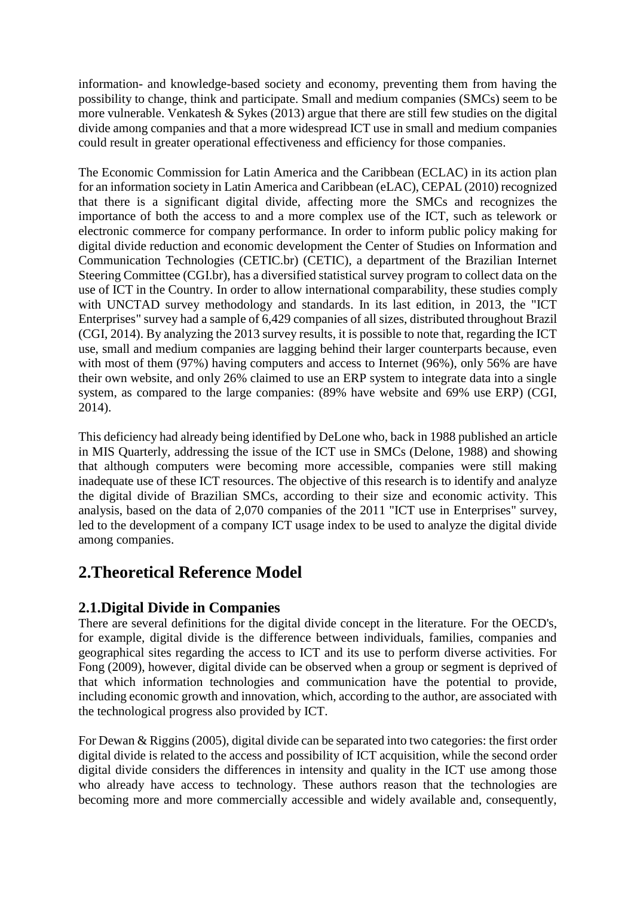information- and knowledge-based society and economy, preventing them from having the possibility to change, think and participate. Small and medium companies (SMCs) seem to be more vulnerable. Venkatesh & Sykes (2013) argue that there are still few studies on the digital divide among companies and that a more widespread ICT use in small and medium companies could result in greater operational effectiveness and efficiency for those companies.

The Economic Commission for Latin America and the Caribbean (ECLAC) in its action plan for an information society in Latin America and Caribbean (eLAC), CEPAL (2010) recognized that there is a significant digital divide, affecting more the SMCs and recognizes the importance of both the access to and a more complex use of the ICT, such as telework or electronic commerce for company performance. In order to inform public policy making for digital divide reduction and economic development the Center of Studies on Information and Communication Technologies (CETIC.br) (CETIC), a department of the Brazilian Internet Steering Committee (CGI.br), has a diversified statistical survey program to collect data on the use of ICT in the Country. In order to allow international comparability, these studies comply with UNCTAD survey methodology and standards. In its last edition, in 2013, the "ICT Enterprises" survey had a sample of 6,429 companies of all sizes, distributed throughout Brazil (CGI, 2014). By analyzing the 2013 survey results, it is possible to note that, regarding the ICT use, small and medium companies are lagging behind their larger counterparts because, even with most of them (97%) having computers and access to Internet (96%), only 56% are have their own website, and only 26% claimed to use an ERP system to integrate data into a single system, as compared to the large companies: (89% have website and 69% use ERP) (CGI, 2014).

This deficiency had already being identified by DeLone who, back in 1988 published an article in MIS Quarterly, addressing the issue of the ICT use in SMCs (Delone, 1988) and showing that although computers were becoming more accessible, companies were still making inadequate use of these ICT resources. The objective of this research is to identify and analyze the digital divide of Brazilian SMCs, according to their size and economic activity. This analysis, based on the data of 2,070 companies of the 2011 "ICT use in Enterprises" survey, led to the development of a company ICT usage index to be used to analyze the digital divide among companies.

# 2.Theoretical Reference Model

## 2.1.Digital Divide in Companies

There are several definitions for the digital divide concept in the literature. For the OECD's, for example, digital divide is the difference between individuals, families, companies and geographical sites regarding the access to ICT and its use to perform diverse activities. For Fong (2009), however, digital divide can be observed when a group or segment is deprived of that which information technologies and communication have the potential to provide, including economic growth and innovation, which, according to the author, are associated with the technological progress also provided by ICT.

For Dewan & Riggins (2005), digital divide can be separated into two categories: the first order digital divide is related to the access and possibility of ICT acquisition, while the second order digital divide considers the differences in intensity and quality in the ICT use among those who already have access to technology. These authors reason that the technologies are becoming more and more commercially accessible and widely available and, consequently,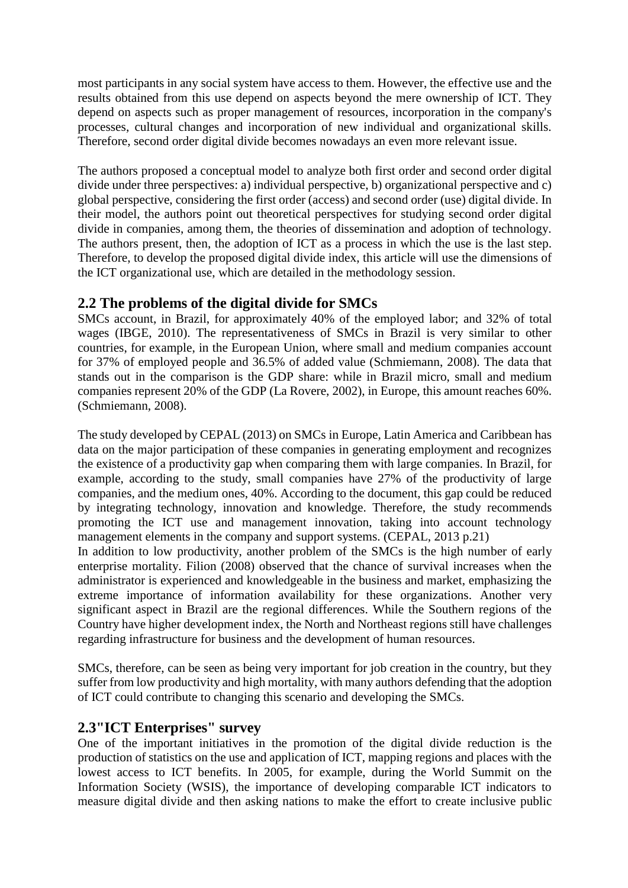most participants in any social system have access to them. However, the effective use and the results obtained from this use depend on aspects beyond the mere ownership of ICT. They depend on aspects such as proper management of resources, incorporation in the company's processes, cultural changes and incorporation of new individual and organizational skills. Therefore, second order digital divide becomes nowadays an even more relevant issue.

The authors proposed a conceptual model to analyze both first order and second order digital divide under three perspectives: a) individual perspective, b) organizational perspective and c) global perspective, considering the first order (access) and second order (use) digital divide. In their model, the authors point out theoretical perspectives for studying second order digital divide in companies, among them, the theories of dissemination and adoption of technology. The authors present, then, the adoption of ICT as a process in which the use is the last step. Therefore, to develop the proposed digital divide index, this article will use the dimensions of the ICT organizational use, which are detailed in the methodology session.

## 2.2 The problems of the digital divide for SMCs

SMCs account, in Brazil, for approximately 40% of the employed labor; and 32% of total wages (IBGE, 2010). The representativeness of SMCs in Brazil is very similar to other countries, for example, in the European Union, where small and medium companies account for 37% of employed people and 36.5% of added value (Schmiemann, 2008). The data that stands out in the comparison is the GDP share: while in Brazil micro, small and medium companies represent 20% of the GDP (La Rovere, 2002), in Europe, this amount reaches 60%. (Schmiemann, 2008).

The study developed by CEPAL (2013) on SMCs in Europe, Latin America and Caribbean has data on the major participation of these companies in generating employment and recognizes the existence of a productivity gap when comparing them with large companies. In Brazil, for example, according to the study, small companies have 27% of the productivity of large companies, and the medium ones, 40%. According to the document, this gap could be reduced by integrating technology, innovation and knowledge. Therefore, the study recommends promoting the ICT use and management innovation, taking into account technology management elements in the company and support systems. (CEPAL, 2013 p.21)
In addition to low productivity, another problem of the SMCs is the high number of early enterprise mortality. Filion (2008) observed that the chance of survival increases when the administrator is experienced and knowledgeable in the business and market, emphasizing the extreme importance of information availability for these organizations. Another very significant aspect in Brazil are the regional differences. While the Southern regions of the Country have higher development index, the North and Northeast regions still have challenges regarding infrastructure for business and the development of human resources.

SMCs, therefore, can be seen as being very important for job creation in the country, but they suffer from low productivity and high mortality, with many authors defending that the adoption of ICT could contribute to changing this scenario and developing the SMCs.

## 2.3"ICT Enterprises" survey

One of the important initiatives in the promotion of the digital divide reduction is the production of statistics on the use and application of ICT, mapping regions and places with the lowest access to ICT benefits. In 2005, for example, during the World Summit on the Information Society (WSIS), the importance of developing comparable ICT indicators to measure digital divide and then asking nations to make the effort to create inclusive public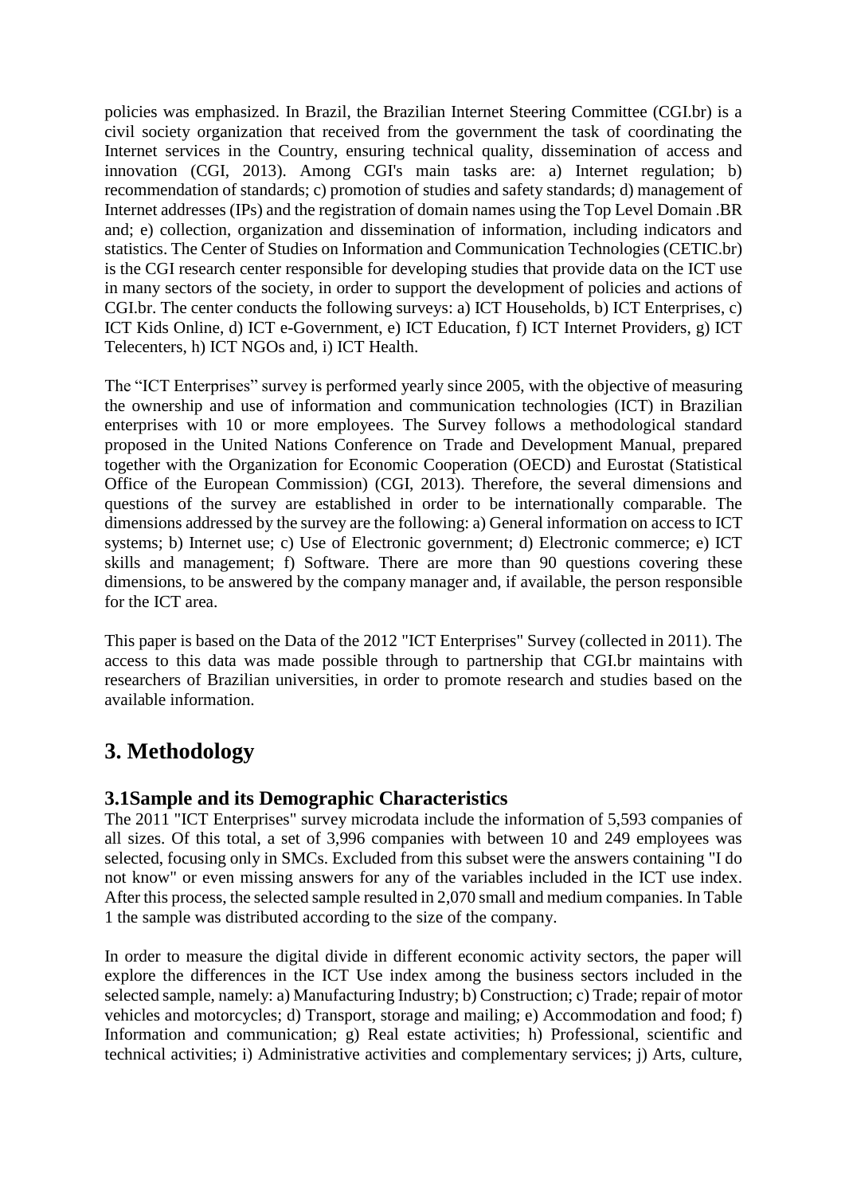policies was emphasized. In Brazil, the Brazilian Internet Steering Committee (CGI.br) is a civil society organization that received from the government the task of coordinating the Internet services in the Country, ensuring technical quality, dissemination of access and innovation (CGI, 2013). Among CGI's main tasks are: a) Internet regulation; b) recommendation of standards; c) promotion of studies and safety standards; d) management of Internet addresses (IPs) and the registration of domain names using the Top Level Domain .BR and; e) collection, organization and dissemination of information, including indicators and statistics. The Center of Studies on Information and Communication Technologies (CETIC.br) is the CGI research center responsible for developing studies that provide data on the ICT use in many sectors of the society, in order to support the development of policies and actions of CGI.br. The center conducts the following surveys: a) ICT Households, b) ICT Enterprises, c) ICT Kids Online, d) ICT e-Government, e) ICT Education, f) ICT Internet Providers, g) ICT Telecenters, h) ICT NGOs and, i) ICT Health.

The "ICT Enterprises" survey is performed yearly since 2005, with the objective of measuring the ownership and use of information and communication technologies (ICT) in Brazilian enterprises with 10 or more employees. The Survey follows a methodological standard proposed in the United Nations Conference on Trade and Development Manual, prepared together with the Organization for Economic Cooperation (OECD) and Eurostat (Statistical Office of the European Commission) (CGI, 2013). Therefore, the several dimensions and questions of the survey are established in order to be internationally comparable. The dimensions addressed by the survey are the following: a) General information on access to ICT systems; b) Internet use; c) Use of Electronic government; d) Electronic commerce; e) ICT skills and management; f) Software. There are more than 90 questions covering these dimensions, to be answered by the company manager and, if available, the person responsible for the ICT area.

This paper is based on the Data of the 2012 "ICT Enterprises" Survey (collected in 2011). The access to this data was made possible through to partnership that CGI.br maintains with researchers of Brazilian universities, in order to promote research and studies based on the available information.

# 3. Methodology

## 3.1Sample and its Demographic Characteristics

The 2011 "ICT Enterprises" survey microdata include the information of 5,593 companies of all sizes. Of this total, a set of 3,996 companies with between 10 and 249 employees was selected, focusing only in SMCs. Excluded from this subset were the answers containing "I do not know" or even missing answers for any of the variables included in the ICT use index. After this process, the selected sample resulted in 2,070 small and medium companies. In Table 1 the sample was distributed according to the size of the company.

In order to measure the digital divide in different economic activity sectors, the paper will explore the differences in the ICT Use index among the business sectors included in the selected sample, namely: a) Manufacturing Industry; b) Construction; c) Trade; repair of motor vehicles and motorcycles; d) Transport, storage and mailing; e) Accommodation and food; f) Information and communication; g) Real estate activities; h) Professional, scientific and technical activities; i) Administrative activities and complementary services; j) Arts, culture,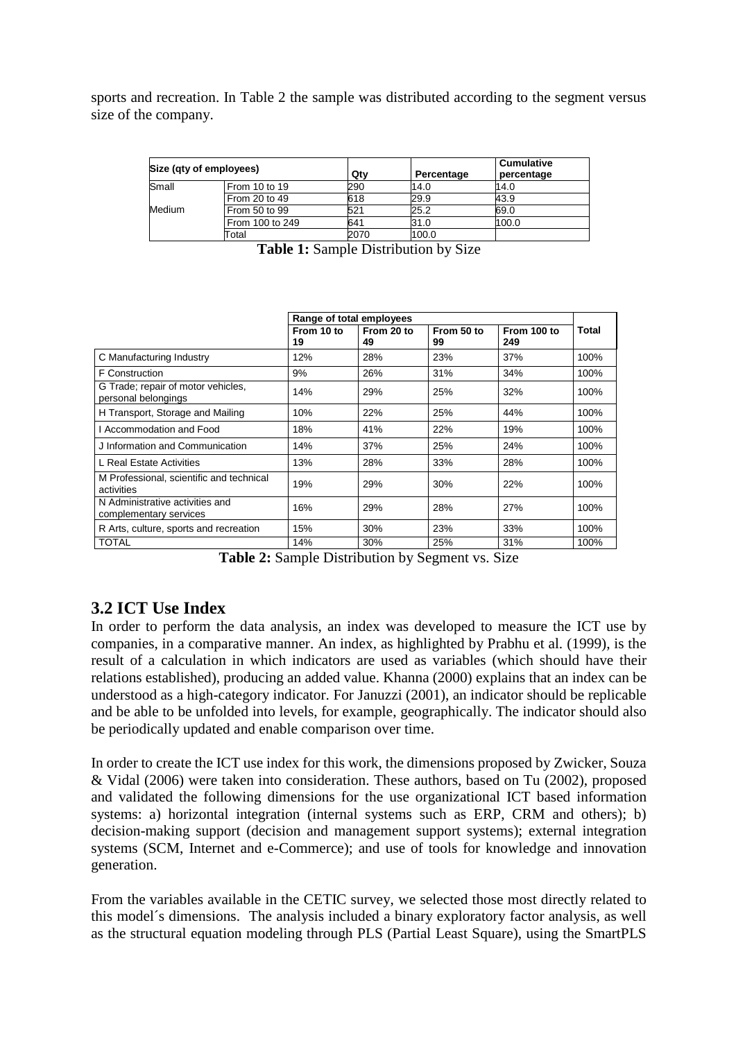sports and recreation. In Table 2 the sample was distributed according to the segment versus size of the company.

| Size (qty of employees) | | Qty | Percentage | Cumulative percentage |
|---|---|---|---|---|
| Small | From 10 to 19 | 290 | 14.0 | 14.0 |
| | From 20 to 49 | 618 | 29.9 | 43.9 |
| Medium | From 50 to 99 | 521 | 25.2 | 69.0 |
| | From 100 to 249 | 641 | 31.0 | 100.0 |
| | Total | 2070 | 100.0 | |

**Table 1:** Sample Distribution by Size

| | Range of total employees | | | | Total |
|---|---|---|---|---|---|
| | From 10 to 19 | From 20 to 49 | From 50 to 99 | From 100 to 249 | |
| C Manufacturing Industry | 12% | 28% | 23% | 37% | 100% |
| F Construction | 9% | 26% | 31% | 34% | 100% |
| G Trade; repair of motor vehicles, personal belongings | 14% | 29% | 25% | 32% | 100% |
| H Transport, Storage and Mailing | 10% | 22% | 25% | 44% | 100% |
| I Accommodation and Food | 18% | 41% | 22% | 19% | 100% |
| J Information and Communication | 14% | 37% | 25% | 24% | 100% |
| L Real Estate Activities | 13% | 28% | 33% | 28% | 100% |
| M Professional, scientific and technical activities | 19% | 29% | 30% | 22% | 100% |
| N Administrative activities and complementary services | 16% | 29% | 28% | 27% | 100% |
| R Arts, culture, sports and recreation | 15% | 30% | 23% | 33% | 100% |
| TOTAL | 14% | 30% | 25% | 31% | 100% |

**Table 2:** Sample Distribution by Segment vs. Size

## 3.2 ICT Use Index

In order to perform the data analysis, an index was developed to measure the ICT use by companies, in a comparative manner. An index, as highlighted by Prabhu et al. (1999), is the result of a calculation in which indicators are used as variables (which should have their relations established), producing an added value. Khanna (2000) explains that an index can be understood as a high-category indicator. For Januzzi (2001), an indicator should be replicable and be able to be unfolded into levels, for example, geographically. The indicator should also be periodically updated and enable comparison over time.

In order to create the ICT use index for this work, the dimensions proposed by Zwicker, Souza & Vidal (2006) were taken into consideration. These authors, based on Tu (2002), proposed and validated the following dimensions for the use organizational ICT based information systems: a) horizontal integration (internal systems such as ERP, CRM and others); b) decision-making support (decision and management support systems); external integration systems (SCM, Internet and e-Commerce); and use of tools for knowledge and innovation generation.

From the variables available in the CETIC survey, we selected those most directly related to this model´s dimensions. The analysis included a binary exploratory factor analysis, as well as the structural equation modeling through PLS (Partial Least Square), using the SmartPLS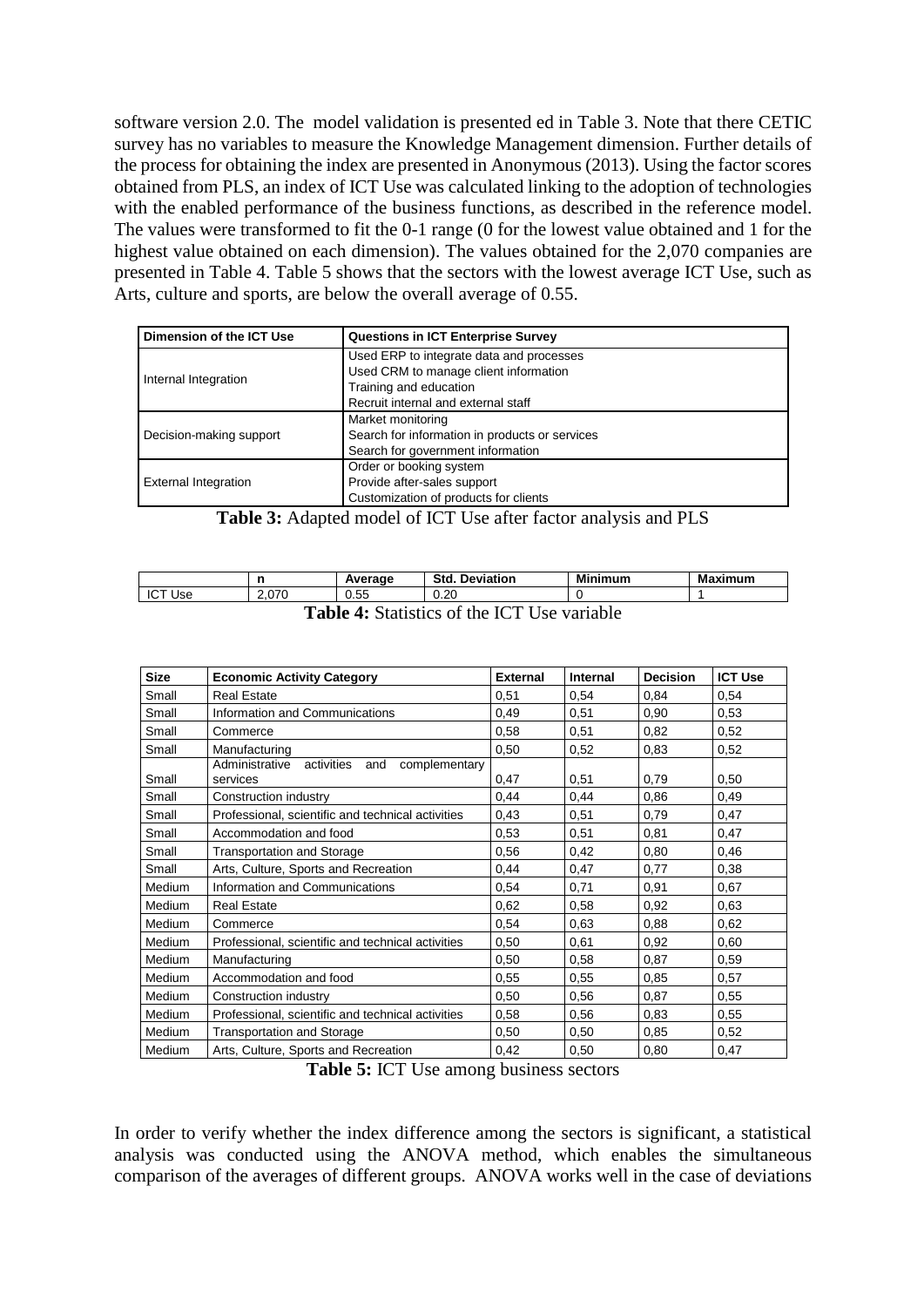software version 2.0. The model validation is presented ed in Table 3. Note that there CETIC survey has no variables to measure the Knowledge Management dimension. Further details of the process for obtaining the index are presented in Anonymous (2013). Using the factor scores obtained from PLS, an index of ICT Use was calculated linking to the adoption of technologies with the enabled performance of the business functions, as described in the reference model. The values were transformed to fit the 0-1 range (0 for the lowest value obtained and 1 for the highest value obtained on each dimension). The values obtained for the 2,070 companies are presented in Table 4. Table 5 shows that the sectors with the lowest average ICT Use, such as Arts, culture and sports, are below the overall average of 0.55.

| Dimension of the ICT Use | Questions in ICT Enterprise Survey |
|---|---|
| Internal Integration | Used ERP to integrate data and processes<br>Used CRM to manage client information<br>Training and education<br>Recruit internal and external staff |
| Decision-making support | Market monitoring<br>Search for information in products or services<br>Search for government information |
| External Integration | Order or booking system<br>Provide after-sales support<br>Customization of products for clients |

**Table 3:** Adapted model of ICT Use after factor analysis and PLS

| | n | Average | Std. Deviation | Minimum | Maximum |
|---|---|---|---|---|---|
| ICT Use | 2,070 | 0.55 | 0.20 | 0 | 1 |

**Table 4:** Statistics of the ICT Use variable

| Size | Economic Activity Category | External | Internal | Decision | ICT Use |
|---|---|---|---|---|---|
| Small | Real Estate | 0,51 | 0,54 | 0,84 | 0,54 |
| Small | Information and Communications | 0,49 | 0,51 | 0,90 | 0,53 |
| Small | Commerce | 0,58 | 0,51 | 0,82 | 0,52 |
| Small | Manufacturing | 0,50 | 0,52 | 0,83 | 0,52 |
| Small | Administrative activities and complementary services | 0,47 | 0,51 | 0,79 | 0,50 |
| Small | Construction industry | 0,44 | 0,44 | 0,86 | 0,49 |
| Small | Professional, scientific and technical activities | 0,43 | 0,51 | 0,79 | 0,47 |
| Small | Accommodation and food | 0,53 | 0,51 | 0,81 | 0,47 |
| Small | Transportation and Storage | 0,56 | 0,42 | 0,80 | 0,46 |
| Small | Arts, Culture, Sports and Recreation | 0,44 | 0,47 | 0,77 | 0,38 |
| Medium | Information and Communications | 0,54 | 0,71 | 0,91 | 0,67 |
| Medium | Real Estate | 0,62 | 0,58 | 0,92 | 0,63 |
| Medium | Commerce | 0,54 | 0,63 | 0,88 | 0,62 |
| Medium | Professional, scientific and technical activities | 0,50 | 0,61 | 0,92 | 0,60 |
| Medium | Manufacturing | 0,50 | 0,58 | 0,87 | 0,59 |
| Medium | Accommodation and food | 0,55 | 0,55 | 0,85 | 0,57 |
| Medium | Construction industry | 0,50 | 0,56 | 0,87 | 0,55 |
| Medium | Professional, scientific and technical activities | 0,58 | 0,56 | 0,83 | 0,55 |
| Medium | Transportation and Storage | 0,50 | 0,50 | 0,85 | 0,52 |
| Medium | Arts, Culture, Sports and Recreation | 0,42 | 0,50 | 0,80 | 0,47 |

**Table 5:** ICT Use among business sectors

In order to verify whether the index difference among the sectors is significant, a statistical analysis was conducted using the ANOVA method, which enables the simultaneous comparison of the averages of different groups. ANOVA works well in the case of deviations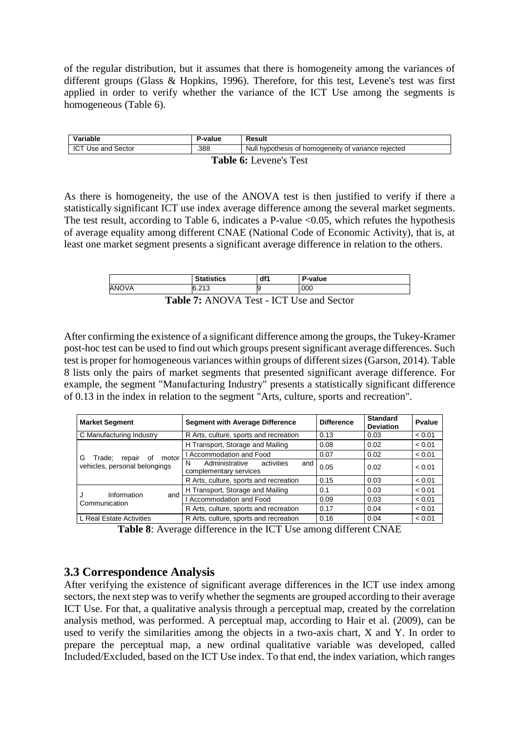of the regular distribution, but it assumes that there is homogeneity among the variances of different groups (Glass & Hopkins, 1996). Therefore, for this test, Levene's test was first applied in order to verify whether the variance of the ICT Use among the segments is homogeneous (Table 6).

| Variable | P-value | Result |
| --- | --- | --- |
| ICT Use and Sector | .388 | Null hypothesis of homogeneity of variance rejected |

**Table 6:** Levene's Test

As there is homogeneity, the use of the ANOVA test is then justified to verify if there a statistically significant ICT use index average difference among the several market segments. The test result, according to Table 6, indicates a P-value <0.05, which refutes the hypothesis of average equality among different CNAE (National Code of Economic Activity), that is, at least one market segment presents a significant average difference in relation to the others.

| | Statistics | df1 | P-value |
| --- | --- | --- | --- |
| ANOVA | 6.213 | 9 | .000 |

**Table 7:** ANOVA Test - ICT Use and Sector

After confirming the existence of a significant difference among the groups, the Tukey-Kramer post-hoc test can be used to find out which groups present significant average differences. Such test is proper for homogeneous variances within groups of different sizes (Garson, 2014). Table 8 lists only the pairs of market segments that presented significant average difference. For example, the segment "Manufacturing Industry" presents a statistically significant difference of 0.13 in the index in relation to the segment "Arts, culture, sports and recreation".

| Market Segment | Segment with Average Difference | Difference | Standard Deviation | Pvalue |
| --- | --- | --- | --- | --- |
| C Manufacturing Industry | R Arts, culture, sports and recreation | 0.13 | 0.03 | < 0.01 |
| G Trade; repair of motor vehicles, personal belongings | H Transport, Storage and Mailing | 0.08 | 0.02 | < 0.01 |
| | I Accommodation and Food | 0.07 | 0.02 | < 0.01 |
| | N Administrative activities and complementary services | 0.05 | 0.02 | < 0.01 |
| | R Arts, culture, sports and recreation | 0.15 | 0.03 | < 0.01 |
| J Information and Communication | H Transport, Storage and Mailing | 0.1 | 0.03 | < 0.01 |
| | I Accommodation and Food | 0.09 | 0.03 | < 0.01 |
| | R Arts, culture, sports and recreation | 0.17 | 0.04 | < 0.01 |
| L Real Estate Activities | R Arts, culture, sports and recreation | 0.16 | 0.04 | < 0.01 |

**Table 8**: Average difference in the ICT Use among different CNAE

### 3.3 Correspondence Analysis

After verifying the existence of significant average differences in the ICT use index among sectors, the next step was to verify whether the segments are grouped according to their average ICT Use. For that, a qualitative analysis through a perceptual map, created by the correlation analysis method, was performed. A perceptual map, according to Hair et al. (2009), can be used to verify the similarities among the objects in a two-axis chart, X and Y. In order to prepare the perceptual map, a new ordinal qualitative variable was developed, called Included/Excluded, based on the ICT Use index. To that end, the index variation, which ranges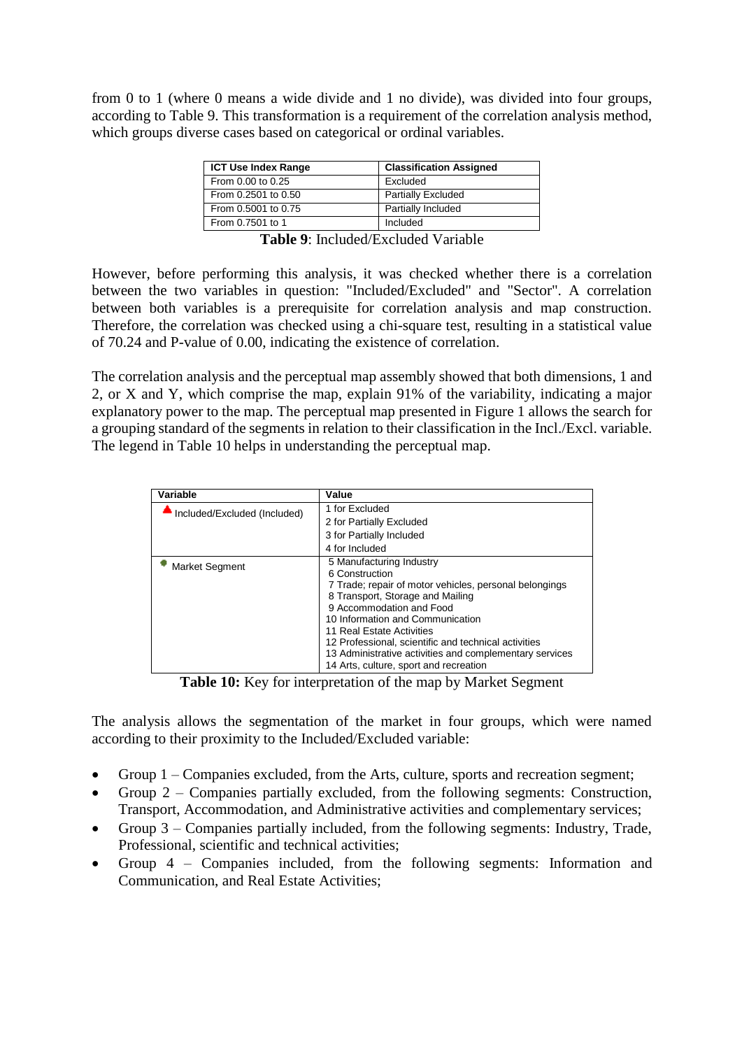from 0 to 1 (where 0 means a wide divide and 1 no divide), was divided into four groups, according to Table 9. This transformation is a requirement of the correlation analysis method, which groups diverse cases based on categorical or ordinal variables.

| ICT Use Index Range | Classification Assigned |
|---|---|
| From 0.00 to 0.25 | Excluded |
| From 0.2501 to 0.50 | Partially Excluded |
| From 0.5001 to 0.75 | Partially Included |
| From 0.7501 to 1 | Included |

**Table 9**: Included/Excluded Variable

However, before performing this analysis, it was checked whether there is a correlation between the two variables in question: "Included/Excluded" and "Sector". A correlation between both variables is a prerequisite for correlation analysis and map construction. Therefore, the correlation was checked using a chi-square test, resulting in a statistical value of 70.24 and P-value of 0.00, indicating the existence of correlation.

The correlation analysis and the perceptual map assembly showed that both dimensions, 1 and 2, or X and Y, which comprise the map, explain 91% of the variability, indicating a major explanatory power to the map. The perceptual map presented in Figure 1 allows the search for a grouping standard of the segments in relation to their classification in the Incl./Excl. variable. The legend in Table 10 helps in understanding the perceptual map.

| Variable | Value |
|---|---|
| Included/Excluded (Included) | 1 for Excluded<br>2 for Partially Excluded<br>3 for Partially Included<br>4 for Included |
| Market Segment | 5 Manufacturing Industry<br>6 Construction<br>7 Trade; repair of motor vehicles, personal belongings<br>8 Transport, Storage and Mailing<br>9 Accommodation and Food<br>10 Information and Communication<br>11 Real Estate Activities<br>12 Professional, scientific and technical activities<br>13 Administrative activities and complementary services<br>14 Arts, culture, sport and recreation |

**Table 10:** Key for interpretation of the map by Market Segment

The analysis allows the segmentation of the market in four groups, which were named according to their proximity to the Included/Excluded variable:

- Group 1 – Companies excluded, from the Arts, culture, sports and recreation segment;
- Group 2 – Companies partially excluded, from the following segments: Construction, Transport, Accommodation, and Administrative activities and complementary services;
- Group 3 – Companies partially included, from the following segments: Industry, Trade, Professional, scientific and technical activities;
- Group 4 – Companies included, from the following segments: Information and Communication, and Real Estate Activities;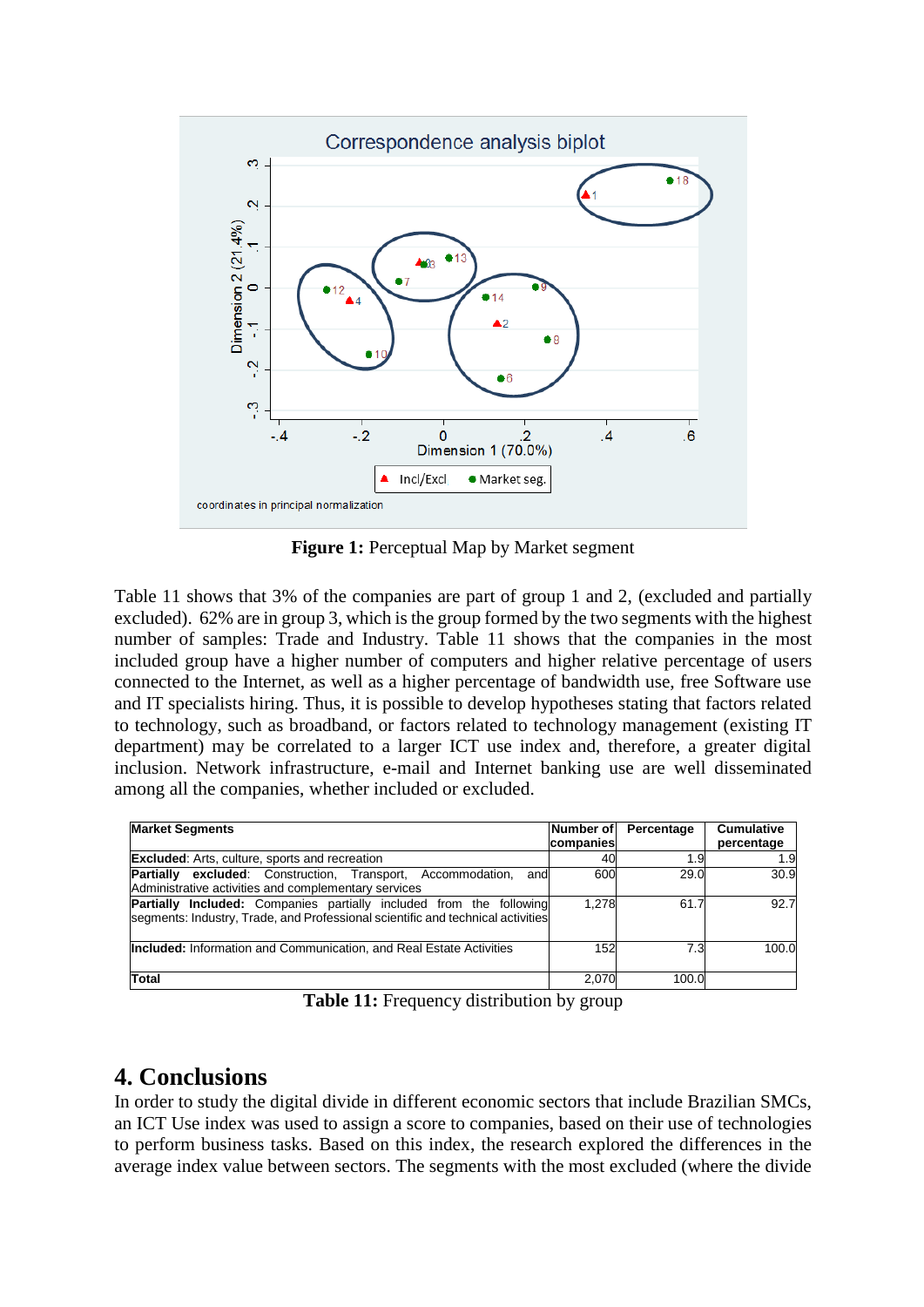**Figure 1:** Perceptual Map by Market segment

Table 11 shows that 3% of the companies are part of group 1 and 2, (excluded and partially excluded). 62% are in group 3, which is the group formed by the two segments with the highest number of samples: Trade and Industry. Table 11 shows that the companies in the most included group have a higher number of computers and higher relative percentage of users connected to the Internet, as well as a higher percentage of bandwidth use, free Software use and IT specialists hiring. Thus, it is possible to develop hypotheses stating that factors related to technology, such as broadband, or factors related to technology management (existing IT department) may be correlated to a larger ICT use index and, therefore, a greater digital inclusion. Network infrastructure, e-mail and Internet banking use are well disseminated among all the companies, whether included or excluded.

| Market Segments | Number of companies | Percentage | Cumulative percentage |
|---|---|---|---|
| **Excluded**: Arts, culture, sports and recreation | 40 | 1.9 | 1.9 |
| **Partially excluded**: Construction, Transport, Accommodation, and Administrative activities and complementary services | 600 | 29.0 | 30.9 |
| **Partially Included:** Companies partially included from the following segments: Industry, Trade, and Professional scientific and technical activities | 1,278 | 61.7 | 92.7 |
| **Included:** Information and Communication, and Real Estate Activities | 152 | 7.3 | 100.0 |
| **Total** | 2,070 | 100.0 | |

**Table 11:** Frequency distribution by group

## 4. Conclusions

In order to study the digital divide in different economic sectors that include Brazilian SMCs, an ICT Use index was used to assign a score to companies, based on their use of technologies to perform business tasks. Based on this index, the research explored the differences in the average index value between sectors. The segments with the most excluded (where the divide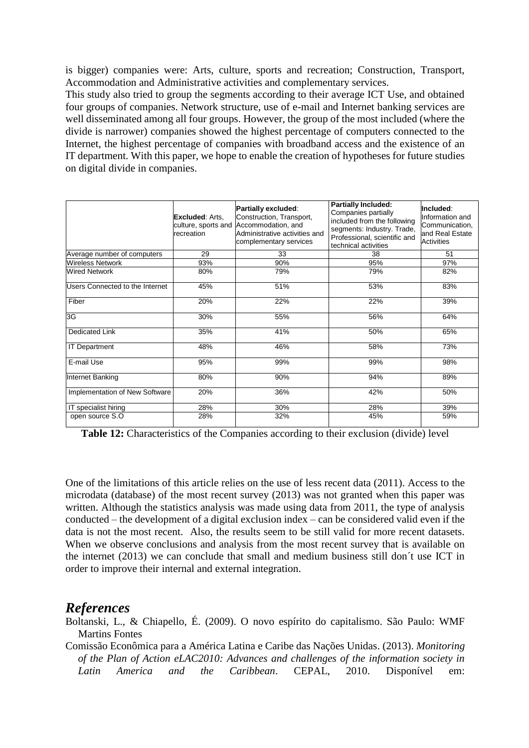is bigger) companies were: Arts, culture, sports and recreation; Construction, Transport, Accommodation and Administrative activities and complementary services.

This study also tried to group the segments according to their average ICT Use, and obtained four groups of companies. Network structure, use of e-mail and Internet banking services are well disseminated among all four groups. However, the group of the most included (where the divide is narrower) companies showed the highest percentage of computers connected to the Internet, the highest percentage of companies with broadband access and the existence of an IT department. With this paper, we hope to enable the creation of hypotheses for future studies on digital divide in companies.

| | **Excluded**: Arts, culture, sports and recreation | **Partially excluded**: Construction, Transport, Accommodation, and Administrative activities and complementary services | **Partially Included:** Companies partially included from the following segments: Industry. Trade, Professional, scientific and technical activities | **Included**: Information and Communication, and Real Estate Activities |
|---|---|---|---|---|
| Average number of computers | 29 | 33 | 38 | 51 |
| Wireless Network | 93% | 90% | 95% | 97% |
| Wired Network | 80% | 79% | 79% | 82% |
| Users Connected to the Internet | 45% | 51% | 53% | 83% |
| Fiber | 20% | 22% | 22% | 39% |
| 3G | 30% | 55% | 56% | 64% |
| Dedicated Link | 35% | 41% | 50% | 65% |
| IT Department | 48% | 46% | 58% | 73% |
| E-mail Use | 95% | 99% | 99% | 98% |
| Internet Banking | 80% | 90% | 94% | 89% |
| Implementation of New Software | 20% | 36% | 42% | 50% |
| IT specialist hiring | 28% | 30% | 28% | 39% |
| open source S.O | 28% | 32% | 45% | 59% |

**Table 12:** Characteristics of the Companies according to their exclusion (divide) level

One of the limitations of this article relies on the use of less recent data (2011). Access to the microdata (database) of the most recent survey (2013) was not granted when this paper was written. Although the statistics analysis was made using data from 2011, the type of analysis conducted – the development of a digital exclusion index – can be considered valid even if the data is not the most recent. Also, the results seem to be still valid for more recent datasets. When we observe conclusions and analysis from the most recent survey that is available on the internet (2013) we can conclude that small and medium business still don´t use ICT in order to improve their internal and external integration.

## *References*

Boltanski, L., & Chiapello, É. (2009). O novo espírito do capitalismo. São Paulo: WMF Martins Fontes

Comissão Econômica para a América Latina e Caribe das Nações Unidas. (2013). *Monitoring of the Plan of Action eLAC2010: Advances and challenges of the information society in Latin America and the Caribbean*. CEPAL, 2010. Disponível em: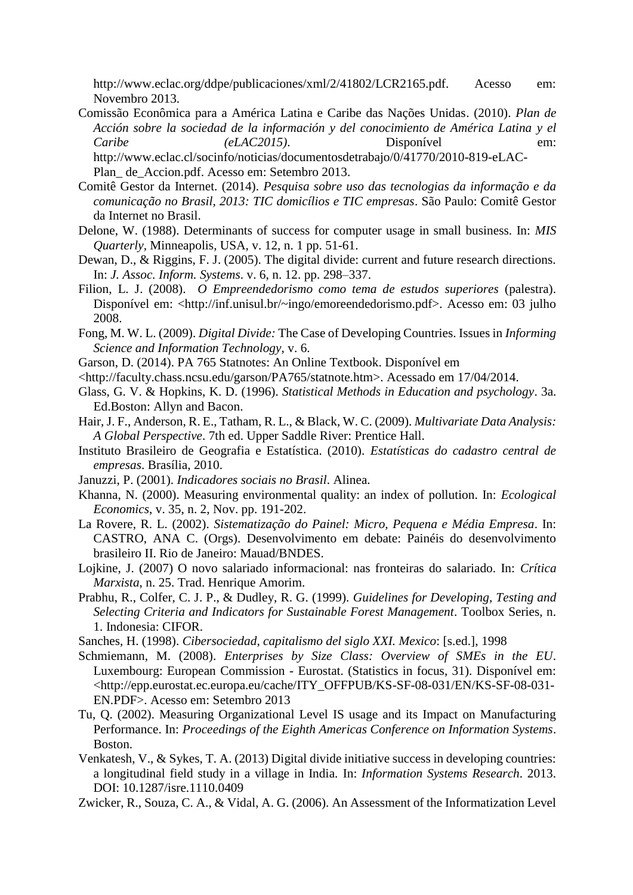http://www.eclac.org/ddpe/publicaciones/xml/2/41802/LCR2165.pdf. Acesso em: Novembro 2013.

Comissão Econômica para a América Latina e Caribe das Nações Unidas. (2010). *Plan de Acción sobre la sociedad de la información y del conocimiento de América Latina y el Caribe (eLAC2015)*. Disponível em: http://www.eclac.cl/socinfo/noticias/documentosdetrabajo/0/41770/2010-819-eLAC-Plan_ de_Accion.pdf. Acesso em: Setembro 2013.

Comitê Gestor da Internet. (2014). *Pesquisa sobre uso das tecnologias da informação e da comunicação no Brasil, 2013: TIC domicílios e TIC empresas*. São Paulo: Comitê Gestor da Internet no Brasil.

Delone, W. (1988). Determinants of success for computer usage in small business. In: *MIS Quarterly*, Minneapolis, USA, v. 12, n. 1 pp. 51-61.

Dewan, D., & Riggins, F. J. (2005). The digital divide: current and future research directions. In: *J. Assoc. Inform. Systems*. v. 6, n. 12. pp. 298–337.

Filion, L. J. (2008). *O Empreendedorismo como tema de estudos superiores* (palestra). Disponível em: <http://inf.unisul.br/~ingo/emoreendedorismo.pdf>. Acesso em: 03 julho 2008.

Fong, M. W. L. (2009). *Digital Divide:* The Case of Developing Countries. Issues in *Informing Science and Information Technology*, v. 6.

Garson, D. (2014). PA 765 Statnotes: An Online Textbook. Disponível em <http://faculty.chass.ncsu.edu/garson/PA765/statnote.htm>. Acessado em 17/04/2014.

Glass, G. V. & Hopkins, K. D. (1996). *Statistical Methods in Education and psychology*. 3a. Ed.Boston: Allyn and Bacon.

Hair, J. F., Anderson, R. E., Tatham, R. L., & Black, W. C. (2009). *Multivariate Data Analysis: A Global Perspective*. 7th ed. Upper Saddle River: Prentice Hall.

Instituto Brasileiro de Geografia e Estatística. (2010). *Estatísticas do cadastro central de empresas*. Brasília, 2010.

Januzzi, P. (2001). *Indicadores sociais no Brasil*. Alinea.

Khanna, N. (2000). Measuring environmental quality: an index of pollution. In: *Ecological Economics*, v. 35, n. 2, Nov. pp. 191-202.

La Rovere, R. L. (2002). *Sistematização do Painel: Micro, Pequena e Média Empresa*. In: CASTRO, ANA C. (Orgs). Desenvolvimento em debate: Painéis do desenvolvimento brasileiro II. Rio de Janeiro: Mauad/BNDES.

Lojkine, J. (2007) O novo salariado informacional: nas fronteiras do salariado. In: *Crítica Marxista*, n. 25. Trad. Henrique Amorim.

Prabhu, R., Colfer, C. J. P., & Dudley, R. G. (1999). *Guidelines for Developing, Testing and Selecting Criteria and Indicators for Sustainable Forest Management*. Toolbox Series, n. 1. Indonesia: CIFOR.

Sanches, H. (1998). *Cibersociedad, capitalismo del siglo XXI. Mexico*: [s.ed.], 1998

Schmiemann, M. (2008). *Enterprises by Size Class: Overview of SMEs in the EU*. Luxembourg: European Commission - Eurostat. (Statistics in focus, 31). Disponível em: <http://epp.eurostat.ec.europa.eu/cache/ITY_OFFPUB/KS-SF-08-031/EN/KS-SF-08-031-EN.PDF>. Acesso em: Setembro 2013

Tu, Q. (2002). Measuring Organizational Level IS usage and its Impact on Manufacturing Performance. In: *Proceedings of the Eighth Americas Conference on Information Systems*. Boston.

Venkatesh, V., & Sykes, T. A. (2013) Digital divide initiative success in developing countries: a longitudinal field study in a village in India. In: *Information Systems Research*. 2013. DOI: 10.1287/isre.1110.0409

Zwicker, R., Souza, C. A., & Vidal, A. G. (2006). An Assessment of the Informatization Level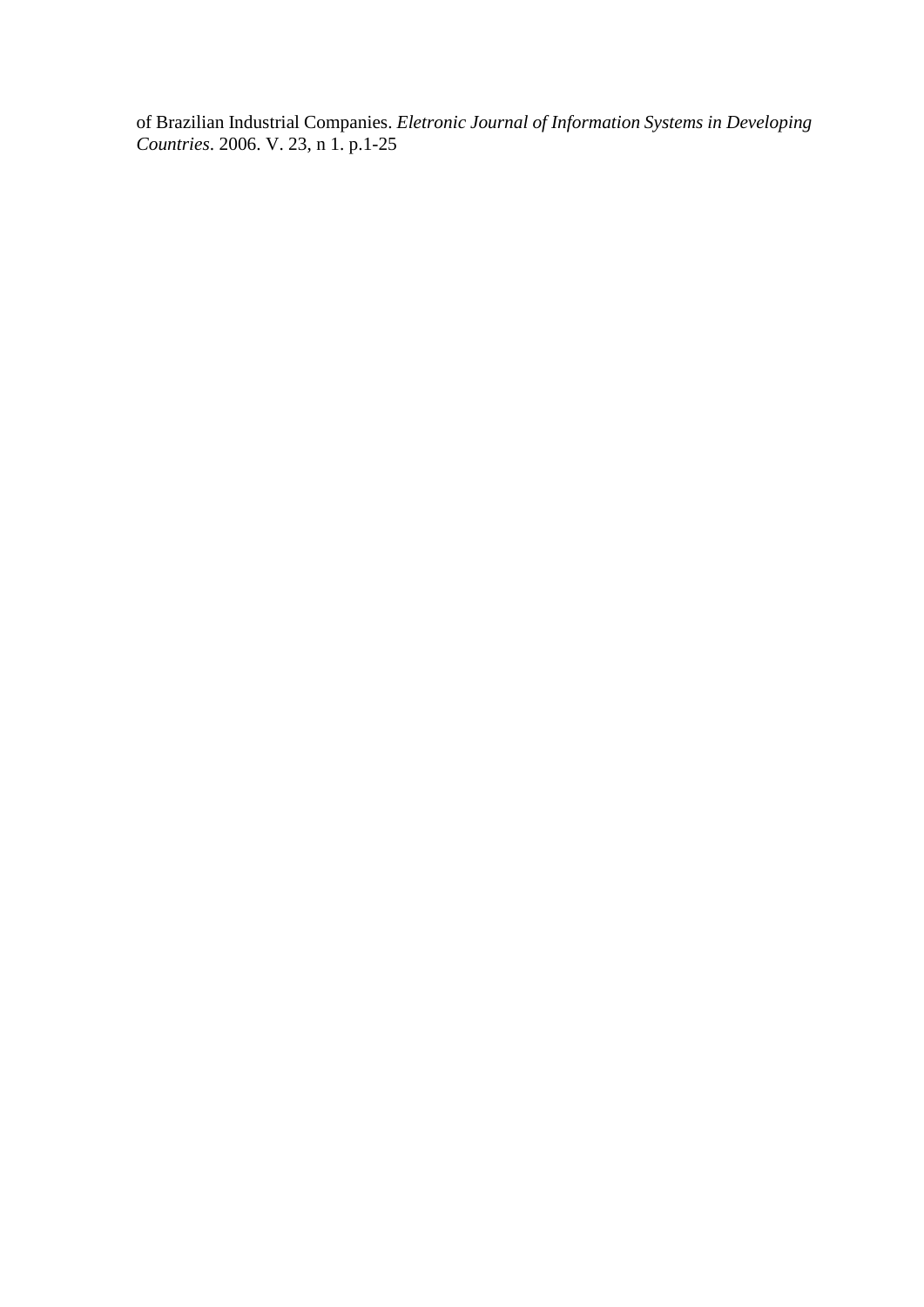of Brazilian Industrial Companies. *Eletronic Journal of Information Systems in Developing Countries*. 2006. V. 23, n 1. p.1-25